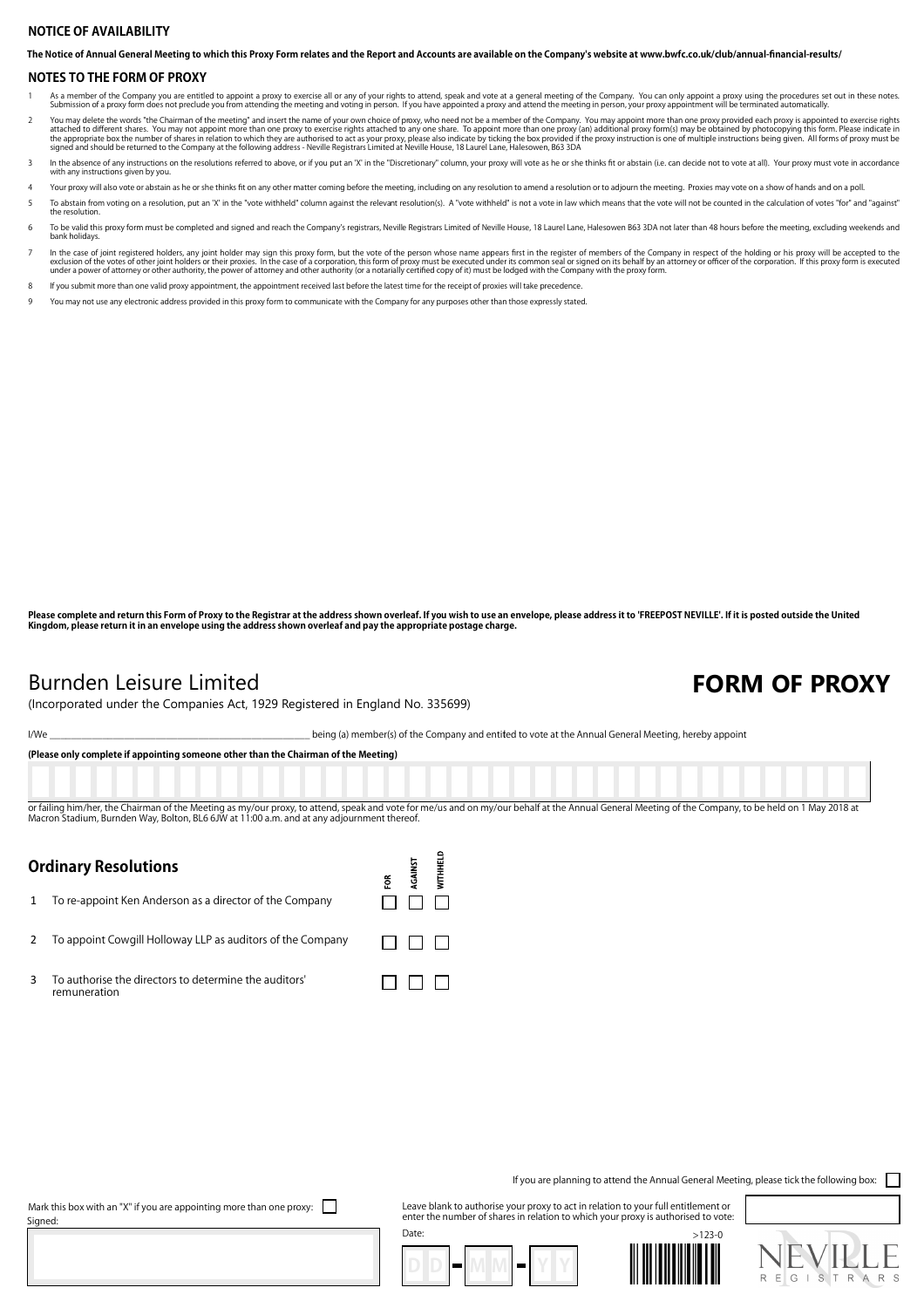## NOTICE OF AVAILABILITY

**The Notice of Annual General Meeting to which this Proxy Form relates and the Report and Accounts are available on the Company's website at www.bwfc.co.uk/club/annual-financial-results/**

## NOTES TO THE FORM OF PROXY

1. As a member of the Company you are entitled to appoint a proxy to exercise all or any of your rights to attend, speak and vote at a general meeting of the Company. You can only appoint a proxy using the procedures set out in these notes. Submission of a proxy form does not preclude you from attending the meeting and voting in person. If you have appointed a proxy and attend the meeting in person, your proxy appointment will be terminated automatically.
2. You may delete the words "the Chairman of the meeting" and insert the name of your own choice of proxy, who need not be a member of the Company. You may appoint more than one proxy provided each proxy is appointed to exercise rights attached to different shares. You may not appoint more than one proxy to exercise rights attached to any one share. To appoint more than one proxy (an) additional proxy form(s) may be obtained by photocopying this form. Please indicate in the appropriate box the number of shares in relation to which they are authorised to act as your proxy, please also indicate by ticking the box provided if the proxy instruction is one of multiple instructions being given. All forms of proxy must be signed and should be returned to the Company at the following address - Neville Registrars Limited at Neville House, 18 Laurel Lane, Halesowen, B63 3DA
3. In the absence of any instructions on the resolutions referred to above, or if you put an 'X' in the "Discretionary" column, your proxy will vote as he or she thinks fit or abstain (i.e. can decide not to vote at all). Your proxy must vote in accordance with any instructions given by you.
4. Your proxy will also vote or abstain as he or she thinks fit on any other matter coming before the meeting, including on any resolution to amend a resolution or to adjourn the meeting. Proxies may vote on a show of hands and on a poll.
5. To abstain from voting on a resolution, put an 'X' in the "vote withheld" column against the relevant resolution(s). A "vote withheld" is not a vote in law which means that the vote will not be counted in the calculation of votes "for" and "against" the resolution.
6. To be valid this proxy form must be completed and signed and reach the Company's registrars, Neville Registrars Limited of Neville House, 18 Laurel Lane, Halesowen B63 3DA not later than 48 hours before the meeting, excluding weekends and bank holidays.
7. In the case of joint registered holders, any joint holder may sign this proxy form, but the vote of the person whose name appears first in the register of members of the Company in respect of the holding or his proxy will be accepted to the exclusion of the votes of other joint holders or their proxies. In the case of a corporation, this form of proxy must be executed under its common seal or signed on its behalf by an attorney or officer of the corporation. If this proxy form is executed under a power of attorney or other authority, the power of attorney and other authority (or a notarially certified copy of it) must be lodged with the Company with the proxy form.
8. If you submit more than one valid proxy appointment, the appointment received last before the latest time for the receipt of proxies will take precedence.
9. You may not use any electronic address provided in this proxy form to communicate with the Company for any purposes other than those expressly stated.

**Please complete and return this Form of Proxy to the Registrar at the address shown overleaf. If you wish to use an envelope, please address it to 'FREEPOST NEVILLE'. If it is posted outside the United Kingdom, please return it in an envelope using the address shown overleaf and pay the appropriate postage charge.**

# Burnden Leisure Limited

# FORM OF PROXY

(Incorporated under the Companies Act, 1929 Registered in England No. 335699)

I/We \_\_\_\_\_\_\_\_\_\_\_\_\_\_\_\_\_\_\_\_\_\_\_\_\_\_\_\_\_\_\_\_\_\_\_\_\_\_\_\_\_\_ being (a) member(s) of the Company and entitled to vote at the Annual General Meeting, hereby appoint

**(Please only complete if appointing someone other than the Chairman of the Meeting)**

or failing him/her, the Chairman of the Meeting as my/our proxy, to attend, speak and vote for me/us and on my/our behalf at the Annual General Meeting of the Company, to be held on 1 May 2018 at Macron Stadium, Burnden Way, Bolton, BL6 6JW at 11:00 a.m. and at any adjournment thereof.

## Ordinary Resolutions

| | | FOR | AGAINST | WITHHELD |
|---|---|---|---|---|
| 1 | To re-appoint Ken Anderson as a director of the Company | ☐ | ☐ | ☐ |
| 2 | To appoint Cowgill Holloway LLP as auditors of the Company | ☐ | ☐ | ☐ |
| 3 | To authorise the directors to determine the auditors' remuneration | ☐ | ☐ | ☐ |

If you are planning to attend the Annual General Meeting, please tick the following box: ☐

Mark this box with an "X" if you are appointing more than one proxy: ☐

Signed:

Leave blank to authorise your proxy to act in relation to your full entitlement or enter the number of shares in relation to which your proxy is authorised to vote:

Date: DD - MM - YY

>123-0

NEVILLE REGISTRARS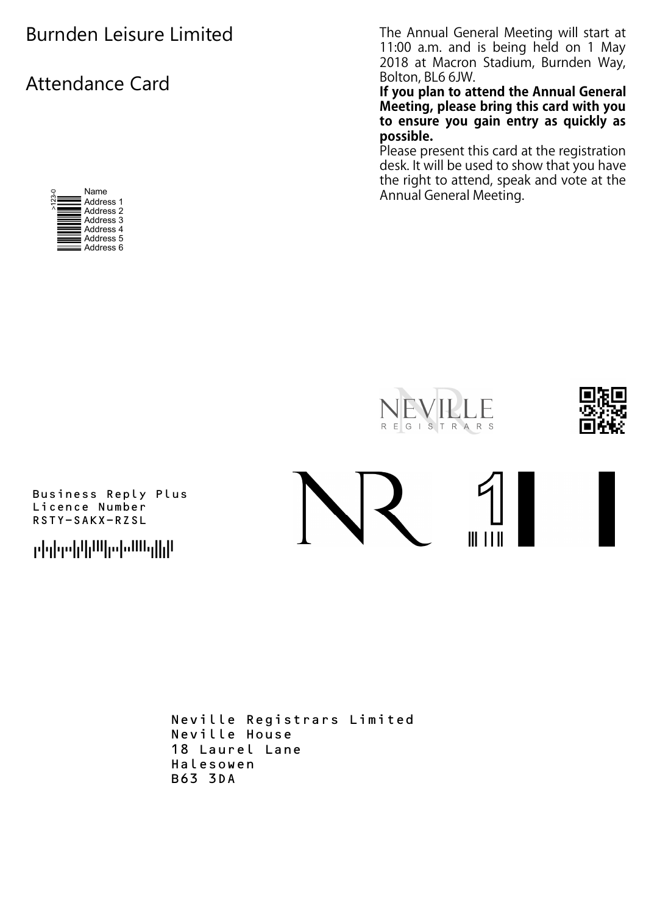# Burnden Leisure Limited

## Attendance Card

>123-0

Name
Address 1
Address 2
Address 3
Address 4
Address 5
Address 6

The Annual General Meeting will start at 11:00 a.m. and is being held on 1 May 2018 at Macron Stadium, Burnden Way, Bolton, BL6 6JW.

**If you plan to attend the Annual General Meeting, please bring this card with you to ensure you gain entry as quickly as possible.**

Please present this card at the registration desk. It will be used to show that you have the right to attend, speak and vote at the Annual General Meeting.

NEVILLE
REGISTRARS

Business Reply Plus
Licence Number
RSTY-SAKX-RZSL

NR 1

Neville Registrars Limited
Neville House
18 Laurel Lane
Halesowen
B63 3DA